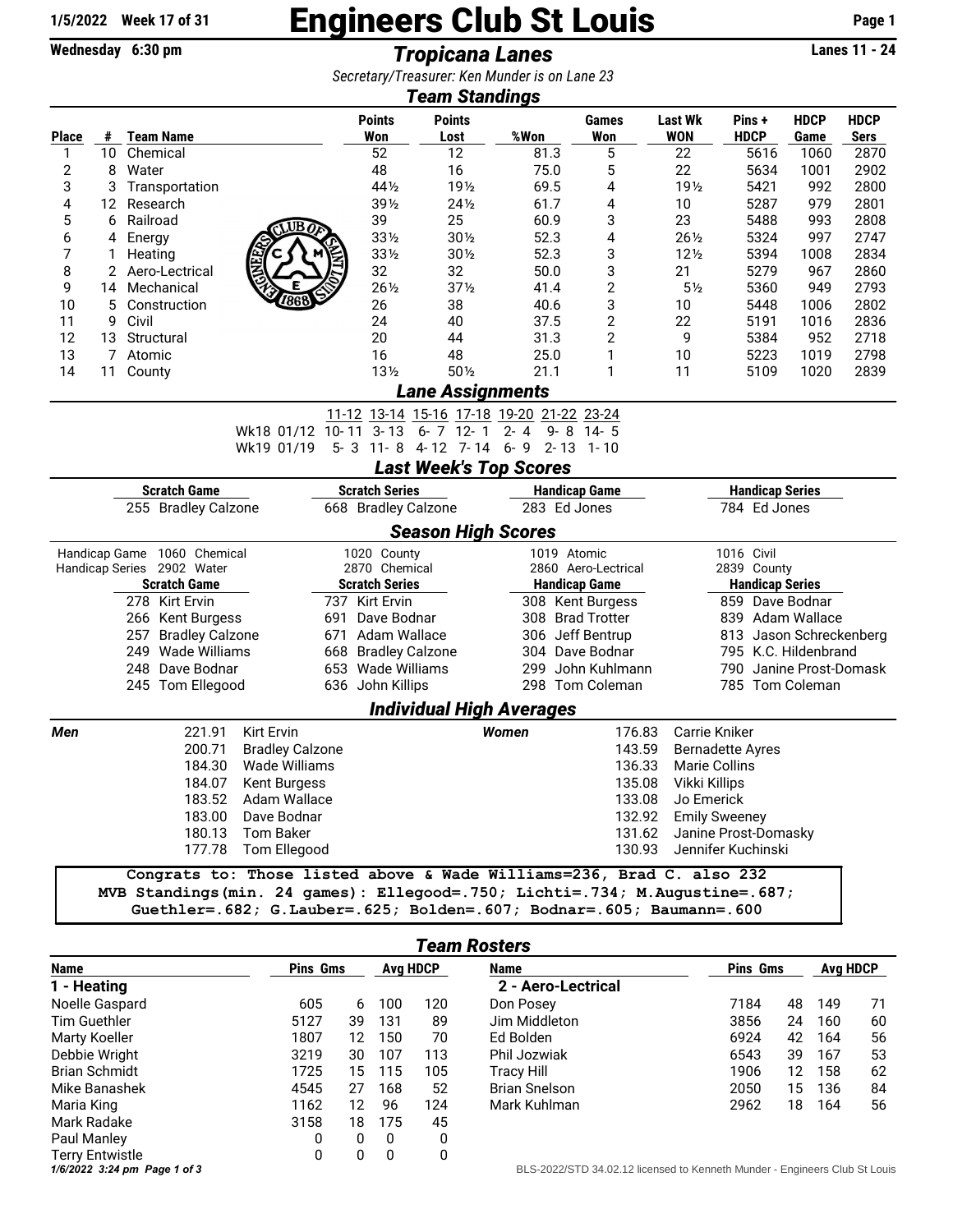1/5/2022 Week 17 of 31

# Engineers Club St Louis

Wednesday 6:30 pm

## Tropicana Lanes

Lanes 11 - 24

*Secretary/Treasurer: Ken Munder is on Lane 23*

### Team Standings

| Place | # | Team Name | Points Won | Points Lost | %Won | Games Won | Last Wk WON | Pins + HDCP | HDCP Game | HDCP Sers |
|---|---|---|---|---|---|---|---|---|---|---|
| 1 | 10 | Chemical | 52 | 12 | 81.3 | 5 | 22 | 5616 | 1060 | 2870 |
| 2 | 8 | Water | 48 | 16 | 75.0 | 5 | 22 | 5634 | 1001 | 2902 |
| 3 | 3 | Transportation | 44½ | 19½ | 69.5 | 4 | 19½ | 5421 | 992 | 2800 |
| 4 | 12 | Research | 39½ | 24½ | 61.7 | 4 | 10 | 5287 | 979 | 2801 |
| 5 | 6 | Railroad | 39 | 25 | 60.9 | 3 | 23 | 5488 | 993 | 2808 |
| 6 | 4 | Energy | 33½ | 30½ | 52.3 | 4 | 26½ | 5324 | 997 | 2747 |
| 7 | 1 | Heating | 33½ | 30½ | 52.3 | 3 | 12½ | 5394 | 1008 | 2834 |
| 8 | 2 | Aero-Lectrical | 32 | 32 | 50.0 | 3 | 21 | 5279 | 967 | 2860 |
| 9 | 14 | Mechanical | 26½ | 37½ | 41.4 | 2 | 5½ | 5360 | 949 | 2793 |
| 10 | 5 | Construction | 26 | 38 | 40.6 | 3 | 10 | 5448 | 1006 | 2802 |
| 11 | 9 | Civil | 24 | 40 | 37.5 | 2 | 22 | 5191 | 1016 | 2836 |
| 12 | 13 | Structural | 20 | 44 | 31.3 | 2 | 9 | 5384 | 952 | 2718 |
| 13 | 7 | Atomic | 16 | 48 | 25.0 | 1 | 10 | 5223 | 1019 | 2798 |
| 14 | 11 | County | 13½ | 50½ | 21.1 | 1 | 11 | 5109 | 1020 | 2839 |

### Lane Assignments

| | 11-12 | 13-14 | 15-16 | 17-18 | 19-20 | 21-22 | 23-24 |
|---|---|---|---|---|---|---|---|
| Wk18 01/12 | 10- 11 | 3- 13 | 6- 7 | 12- 1 | 2- 4 | 9- 8 | 14- 5 |
| Wk19 01/19 | 5- 3 | 11- 8 | 4- 12 | 7- 14 | 6- 9 | 2- 13 | 1- 10 |

### Last Week's Top Scores

| Scratch Game | Scratch Series | Handicap Game | Handicap Series |
|---|---|---|---|
| 255 Bradley Calzone | 668 Bradley Calzone | 283 Ed Jones | 784 Ed Jones |

### Season High Scores

| | | | | |
|---|---|---|---|---|
| Handicap Game | 1060 Chemical | 1020 County | 1019 Atomic | 1016 Civil |
| Handicap Series | 2902 Water | 2870 Chemical | 2860 Aero-Lectrical | 2839 County |

| Scratch Game | Scratch Series | Handicap Game | Handicap Series |
|---|---|---|---|
| 278 Kirt Ervin | 737 Kirt Ervin | 308 Kent Burgess | 859 Dave Bodnar |
| 266 Kent Burgess | 691 Dave Bodnar | 308 Brad Trotter | 839 Adam Wallace |
| 257 Bradley Calzone | 671 Adam Wallace | 306 Jeff Bentrup | 813 Jason Schreckenberg |
| 249 Wade Williams | 668 Bradley Calzone | 304 Dave Bodnar | 795 K.C. Hildenbrand |
| 248 Dave Bodnar | 653 Wade Williams | 299 John Kuhlmann | 790 Janine Prost-Domask |
| 245 Tom Ellegood | 636 John Killips | 298 Tom Coleman | 785 Tom Coleman |

### Individual High Averages

| Men | | Women | |
|---|---|---|---|
| 221.91 | Kirt Ervin | 176.83 | Carrie Kniker |
| 200.71 | Bradley Calzone | 143.59 | Bernadette Ayres |
| 184.30 | Wade Williams | 136.33 | Marie Collins |
| 184.07 | Kent Burgess | 135.08 | Vikki Killips |
| 183.52 | Adam Wallace | 133.08 | Jo Emerick |
| 183.00 | Dave Bodnar | 132.92 | Emily Sweeney |
| 180.13 | Tom Baker | 131.62 | Janine Prost-Domasky |
| 177.78 | Tom Ellegood | 130.93 | Jennifer Kuchinski |

```
Congrats to: Those listed above & Wade Williams=236, Brad C. also 232
MVB Standings(min. 24 games): Ellegood=.750; Lichti=.734; M.Augustine=.687;
Guethler=.682; G.Lauber=.625; Bolden=.607; Bodnar=.605; Baumann=.600
```

### Team Rosters

| Name | Pins | Gms | Avg | HDCP |
|---|---|---|---|---|
| **1 - Heating** | | | | |
| Noelle Gaspard | 605 | 6 | 100 | 120 |
| Tim Guethler | 5127 | 39 | 131 | 89 |
| Marty Koeller | 1807 | 12 | 150 | 70 |
| Debbie Wright | 3219 | 30 | 107 | 113 |
| Brian Schmidt | 1725 | 15 | 115 | 105 |
| Mike Banashek | 4545 | 27 | 168 | 52 |
| Maria King | 1162 | 12 | 96 | 124 |
| Mark Radake | 3158 | 18 | 175 | 45 |
| Paul Manley | 0 | 0 | 0 | 0 |
| Terry Entwistle | 0 | 0 | 0 | 0 |

| Name | Pins | Gms | Avg | HDCP |
|---|---|---|---|---|
| **2 - Aero-Lectrical** | | | | |
| Don Posey | 7184 | 48 | 149 | 71 |
| Jim Middleton | 3856 | 24 | 160 | 60 |
| Ed Bolden | 6924 | 42 | 164 | 56 |
| Phil Jozwiak | 6543 | 39 | 167 | 53 |
| Tracy Hill | 1906 | 12 | 158 | 62 |
| Brian Snelson | 2050 | 15 | 136 | 84 |
| Mark Kuhlman | 2962 | 18 | 164 | 56 |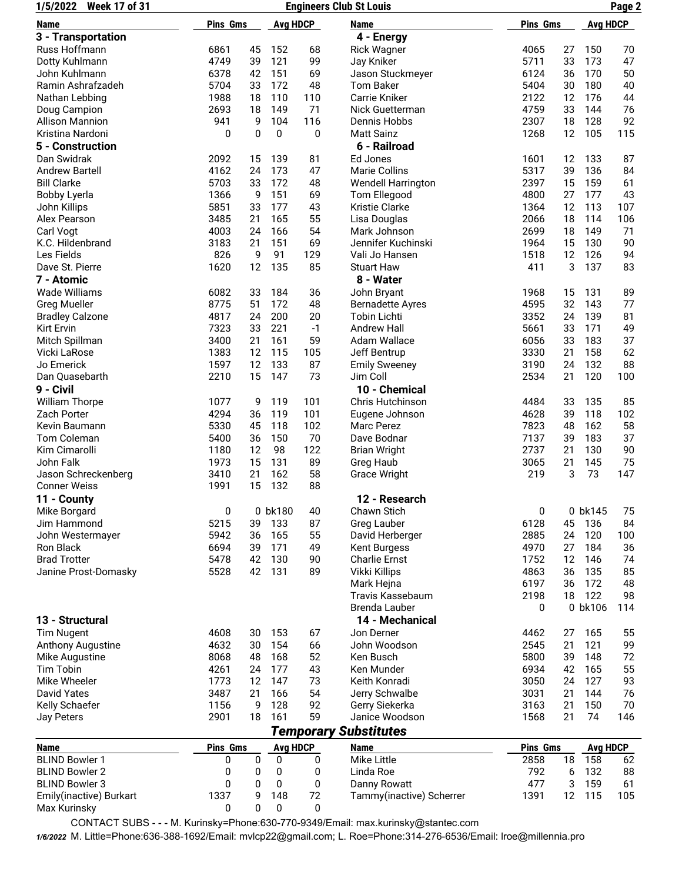| Name | Pins | Gms | Avg | HDCP | Name | Pins | Gms | Avg | HDCP |
|---|---|---|---|---|---|---|---|---|---|
| **3 - Transportation** | | | | | **4 - Energy** | | | | |
| Russ Hoffmann | 6861 | 45 | 152 | 68 | Rick Wagner | 4065 | 27 | 150 | 70 |
| Dotty Kuhlmann | 4749 | 39 | 121 | 99 | Jay Kniker | 5711 | 33 | 173 | 47 |
| John Kuhlmann | 6378 | 42 | 151 | 69 | Jason Stuckmeyer | 6124 | 36 | 170 | 50 |
| Ramin Ashrafzadeh | 5704 | 33 | 172 | 48 | Tom Baker | 5404 | 30 | 180 | 40 |
| Nathan Lebbing | 1988 | 18 | 110 | 110 | Carrie Kniker | 2122 | 12 | 176 | 44 |
| Doug Campion | 2693 | 18 | 149 | 71 | Nick Guetterman | 4759 | 33 | 144 | 76 |
| Allison Mannion | 941 | 9 | 104 | 116 | Dennis Hobbs | 2307 | 18 | 128 | 92 |
| Kristina Nardoni | 0 | 0 | 0 | 0 | Matt Sainz | 1268 | 12 | 105 | 115 |
| **5 - Construction** | | | | | **6 - Railroad** | | | | |
| Dan Swidrak | 2092 | 15 | 139 | 81 | Ed Jones | 1601 | 12 | 133 | 87 |
| Andrew Bartell | 4162 | 24 | 173 | 47 | Marie Collins | 5317 | 39 | 136 | 84 |
| Bill Clarke | 5703 | 33 | 172 | 48 | Wendell Harrington | 2397 | 15 | 159 | 61 |
| Bobby Lyerla | 1366 | 9 | 151 | 69 | Tom Ellegood | 4800 | 27 | 177 | 43 |
| John Killips | 5851 | 33 | 177 | 43 | Kristie Clarke | 1364 | 12 | 113 | 107 |
| Alex Pearson | 3485 | 21 | 165 | 55 | Lisa Douglas | 2066 | 18 | 114 | 106 |
| Carl Vogt | 4003 | 24 | 166 | 54 | Mark Johnson | 2699 | 18 | 149 | 71 |
| K.C. Hildenbrand | 3183 | 21 | 151 | 69 | Jennifer Kuchinski | 1964 | 15 | 130 | 90 |
| Les Fields | 826 | 9 | 91 | 129 | Vali Jo Hansen | 1518 | 12 | 126 | 94 |
| Dave St. Pierre | 1620 | 12 | 135 | 85 | Stuart Haw | 411 | 3 | 137 | 83 |
| **7 - Atomic** | | | | | **8 - Water** | | | | |
| Wade Williams | 6082 | 33 | 184 | 36 | John Bryant | 1968 | 15 | 131 | 89 |
| Greg Mueller | 8775 | 51 | 172 | 48 | Bernadette Ayres | 4595 | 32 | 143 | 77 |
| Bradley Calzone | 4817 | 24 | 200 | 20 | Tobin Lichti | 3352 | 24 | 139 | 81 |
| Kirt Ervin | 7323 | 33 | 221 | -1 | Andrew Hall | 5661 | 33 | 171 | 49 |
| Mitch Spillman | 3400 | 21 | 161 | 59 | Adam Wallace | 6056 | 33 | 183 | 37 |
| Vicki LaRose | 1383 | 12 | 115 | 105 | Jeff Bentrup | 3330 | 21 | 158 | 62 |
| Jo Emerick | 1597 | 12 | 133 | 87 | Emily Sweeney | 3190 | 24 | 132 | 88 |
| Dan Quasebarth | 2210 | 15 | 147 | 73 | Jim Coll | 2534 | 21 | 120 | 100 |
| **9 - Civil** | | | | | **10 - Chemical** | | | | |
| William Thorpe | 1077 | 9 | 119 | 101 | Chris Hutchinson | 4484 | 33 | 135 | 85 |
| Zach Porter | 4294 | 36 | 119 | 101 | Eugene Johnson | 4628 | 39 | 118 | 102 |
| Kevin Baumann | 5330 | 45 | 118 | 102 | Marc Perez | 7823 | 48 | 162 | 58 |
| Tom Coleman | 5400 | 36 | 150 | 70 | Dave Bodnar | 7137 | 39 | 183 | 37 |
| Kim Cimarolli | 1180 | 12 | 98 | 122 | Brian Wright | 2737 | 21 | 130 | 90 |
| John Falk | 1973 | 15 | 131 | 89 | Greg Haub | 3065 | 21 | 145 | 75 |
| Jason Schreckenberg | 3410 | 21 | 162 | 58 | Grace Wright | 219 | 3 | 73 | 147 |
| Conner Weiss | 1991 | 15 | 132 | 88 | | | | | |
| **11 - County** | | | | | **12 - Research** | | | | |
| Mike Borgard | 0 | 0 | bk180 | 40 | Chawn Stich | 0 | 0 | bk145 | 75 |
| Jim Hammond | 5215 | 39 | 133 | 87 | Greg Lauber | 6128 | 45 | 136 | 84 |
| John Westermayer | 5942 | 36 | 165 | 55 | David Herberger | 2885 | 24 | 120 | 100 |
| Ron Black | 6694 | 39 | 171 | 49 | Kent Burgess | 4970 | 27 | 184 | 36 |
| Brad Trotter | 5478 | 42 | 130 | 90 | Charlie Ernst | 1752 | 12 | 146 | 74 |
| Janine Prost-Domasky | 5528 | 42 | 131 | 89 | Vikki Killips | 4863 | 36 | 135 | 85 |
| | | | | | Mark Hejna | 6197 | 36 | 172 | 48 |
| | | | | | Travis Kassebaum | 2198 | 18 | 122 | 98 |
| | | | | | Brenda Lauber | 0 | 0 | bk106 | 114 |
| **13 - Structural** | | | | | **14 - Mechanical** | | | | |
| Tim Nugent | 4608 | 30 | 153 | 67 | Jon Derner | 4462 | 27 | 165 | 55 |
| Anthony Augustine | 4632 | 30 | 154 | 66 | John Woodson | 2545 | 21 | 121 | 99 |
| Mike Augustine | 8068 | 48 | 168 | 52 | Ken Busch | 5800 | 39 | 148 | 72 |
| Tim Tobin | 4261 | 24 | 177 | 43 | Ken Munder | 6934 | 42 | 165 | 55 |
| Mike Wheeler | 1773 | 12 | 147 | 73 | Keith Konradi | 3050 | 24 | 127 | 93 |
| David Yates | 3487 | 21 | 166 | 54 | Jerry Schwalbe | 3031 | 21 | 144 | 76 |
| Kelly Schaefer | 1156 | 9 | 128 | 92 | Gerry Siekerka | 3163 | 21 | 150 | 70 |
| Jay Peters | 2901 | 18 | 161 | 59 | Janice Woodson | 1568 | 21 | 74 | 146 |

## *Temporary Substitutes*

| Name | Pins | Gms | Avg | HDCP | Name | Pins | Gms | Avg | HDCP |
|---|---|---|---|---|---|---|---|---|---|
| BLIND Bowler 1 | 0 | 0 | 0 | 0 | Mike Little | 2858 | 18 | 158 | 62 |
| BLIND Bowler 2 | 0 | 0 | 0 | 0 | Linda Roe | 792 | 6 | 132 | 88 |
| BLIND Bowler 3 | 0 | 0 | 0 | 0 | Danny Rowatt | 477 | 3 | 159 | 61 |
| Emily(inactive) Burkart | 1337 | 9 | 148 | 72 | Tammy(inactive) Scherrer | 1391 | 12 | 115 | 105 |
| Max Kurinsky | 0 | 0 | 0 | 0 | | | | | |

CONTACT SUBS - - - M. Kurinsky=Phone:630-770-9349/Email: max.kurinsky@stantec.com

*1/6/2022* M. Little=Phone:636-388-1692/Email: mvlcp22@gmail.com; L. Roe=Phone:314-276-6536/Email: lroe@millennia.pro